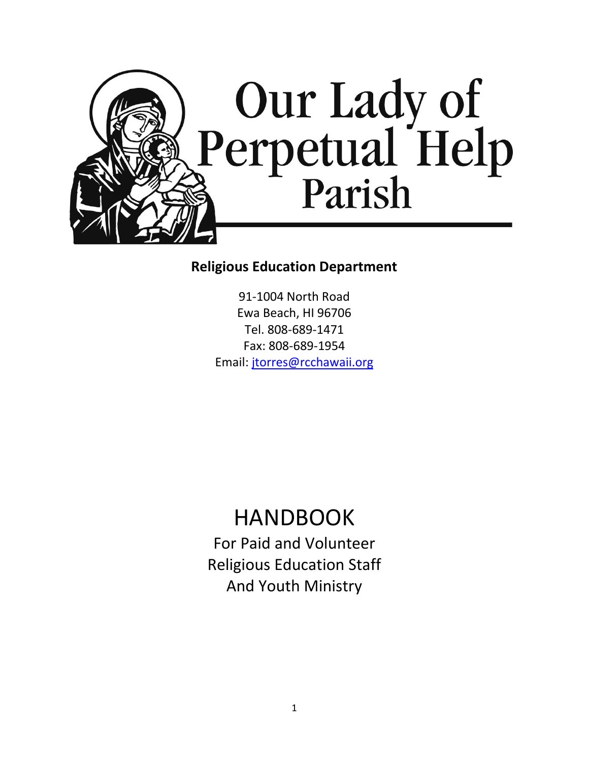# Our Lady of Perpetual Help Parish

**Religious Education Department**

91-1004 North Road
Ewa Beach, HI 96706
Tel. 808-689-1471
Fax: 808-689-1954
Email: jtorres@rcchawaii.org

# HANDBOOK

For Paid and Volunteer
Religious Education Staff
And Youth Ministry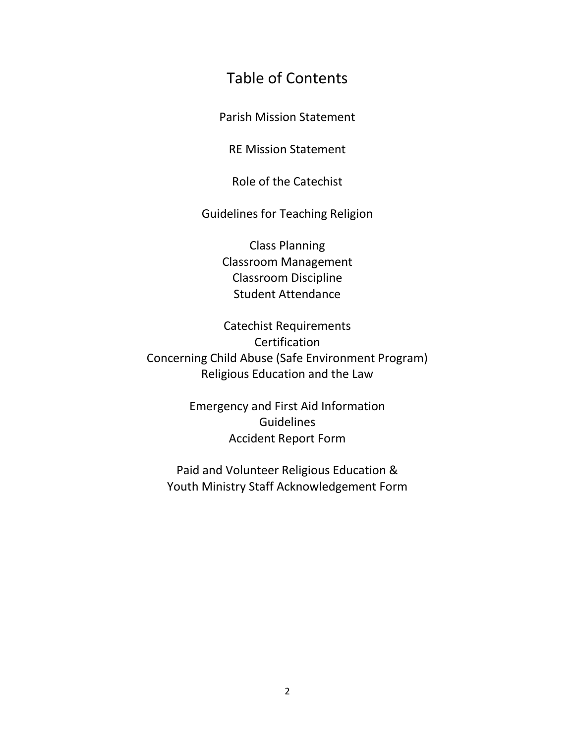# Table of Contents

Parish Mission Statement

RE Mission Statement

Role of the Catechist

Guidelines for Teaching Religion

Class Planning
Classroom Management
Classroom Discipline
Student Attendance

Catechist Requirements
Certification
Concerning Child Abuse (Safe Environment Program)
Religious Education and the Law

Emergency and First Aid Information
Guidelines
Accident Report Form

Paid and Volunteer Religious Education &
Youth Ministry Staff Acknowledgement Form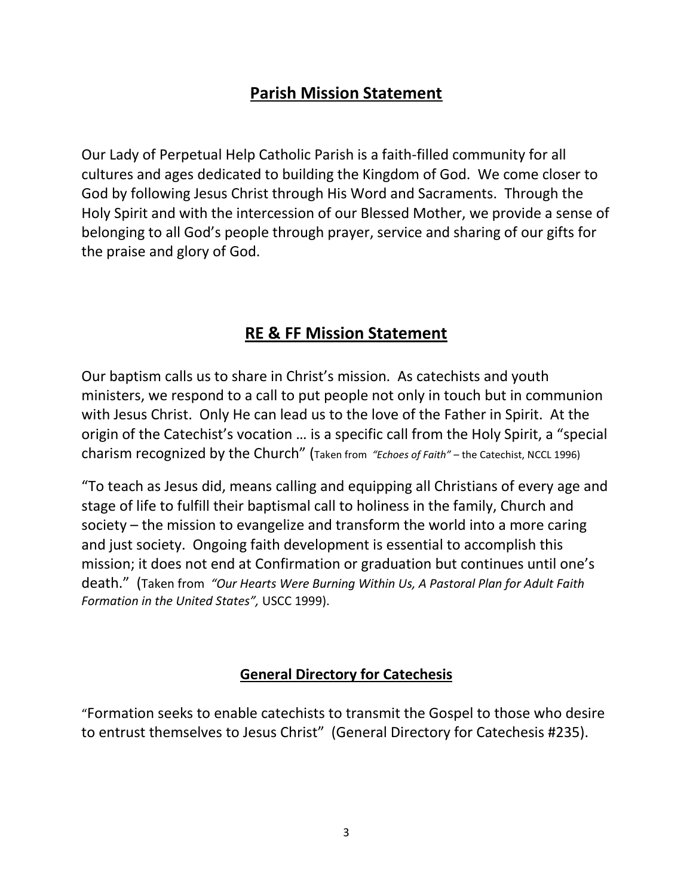## Parish Mission Statement

Our Lady of Perpetual Help Catholic Parish is a faith-filled community for all cultures and ages dedicated to building the Kingdom of God. We come closer to God by following Jesus Christ through His Word and Sacraments. Through the Holy Spirit and with the intercession of our Blessed Mother, we provide a sense of belonging to all God's people through prayer, service and sharing of our gifts for the praise and glory of God.

## RE & FF Mission Statement

Our baptism calls us to share in Christ's mission. As catechists and youth ministers, we respond to a call to put people not only in touch but in communion with Jesus Christ. Only He can lead us to the love of the Father in Spirit. At the origin of the Catechist's vocation … is a specific call from the Holy Spirit, a "special charism recognized by the Church" (Taken from *"Echoes of Faith"* – the Catechist, NCCL 1996)

"To teach as Jesus did, means calling and equipping all Christians of every age and stage of life to fulfill their baptismal call to holiness in the family, Church and society – the mission to evangelize and transform the world into a more caring and just society. Ongoing faith development is essential to accomplish this mission; it does not end at Confirmation or graduation but continues until one's death." (Taken from *"Our Hearts Were Burning Within Us, A Pastoral Plan for Adult Faith Formation in the United States",* USCC 1999).

### General Directory for Catechesis

"Formation seeks to enable catechists to transmit the Gospel to those who desire to entrust themselves to Jesus Christ" (General Directory for Catechesis #235).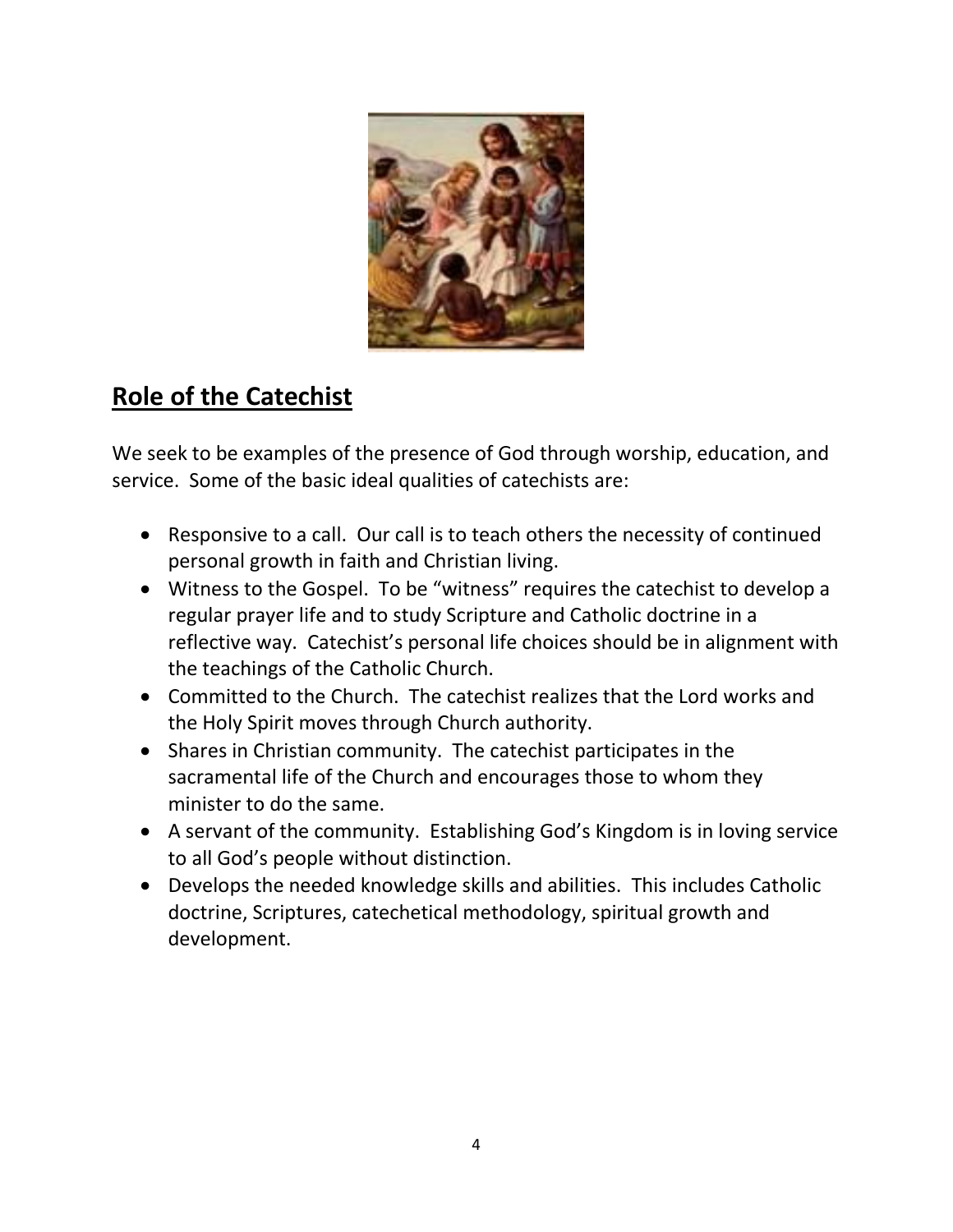## Role of the Catechist

We seek to be examples of the presence of God through worship, education, and service. Some of the basic ideal qualities of catechists are:

- Responsive to a call. Our call is to teach others the necessity of continued personal growth in faith and Christian living.
- Witness to the Gospel. To be "witness" requires the catechist to develop a regular prayer life and to study Scripture and Catholic doctrine in a reflective way. Catechist's personal life choices should be in alignment with the teachings of the Catholic Church.
- Committed to the Church. The catechist realizes that the Lord works and the Holy Spirit moves through Church authority.
- Shares in Christian community. The catechist participates in the sacramental life of the Church and encourages those to whom they minister to do the same.
- A servant of the community. Establishing God's Kingdom is in loving service to all God's people without distinction.
- Develops the needed knowledge skills and abilities. This includes Catholic doctrine, Scriptures, catechetical methodology, spiritual growth and development.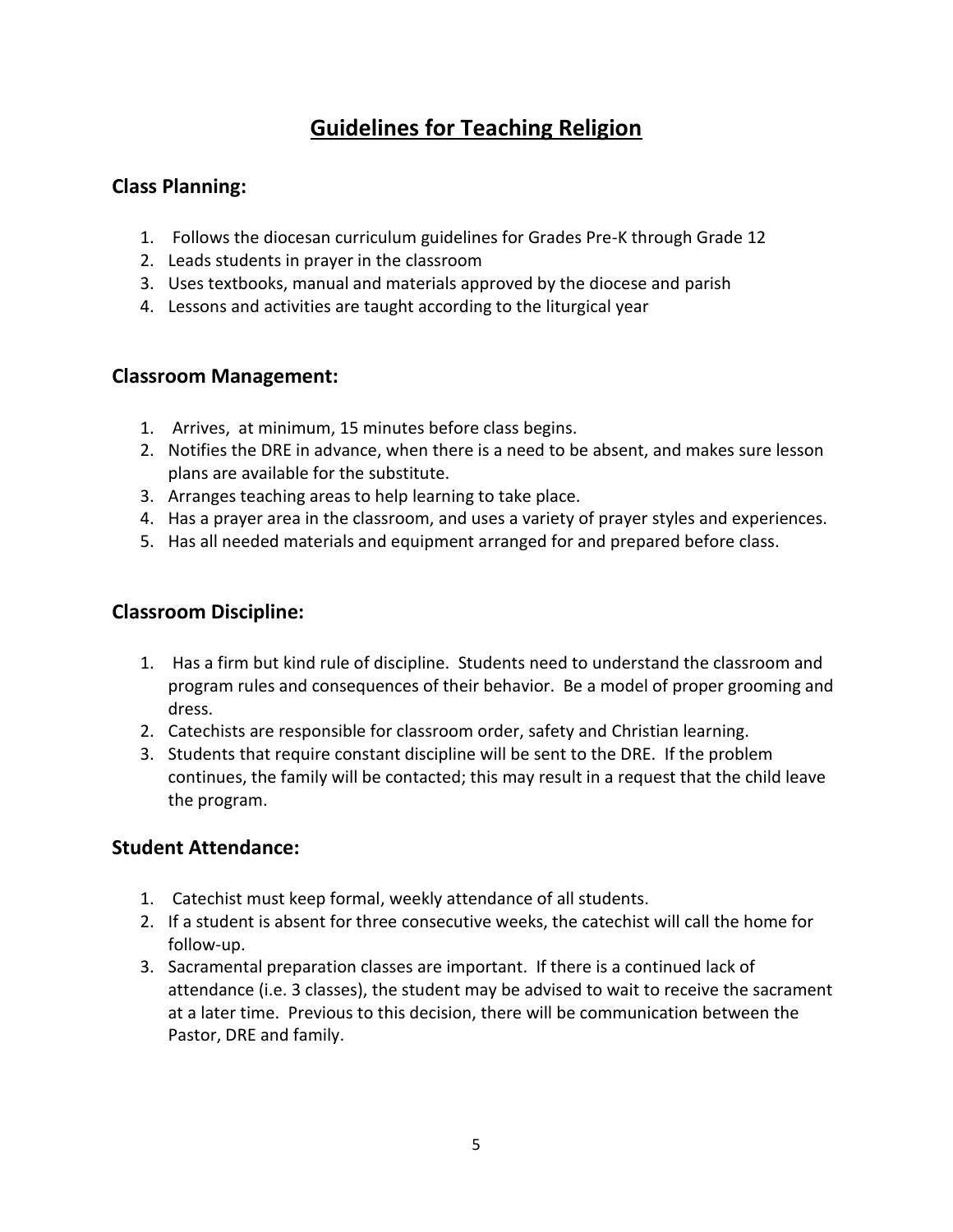# Guidelines for Teaching Religion

## Class Planning:

1. Follows the diocesan curriculum guidelines for Grades Pre-K through Grade 12
2. Leads students in prayer in the classroom
3. Uses textbooks, manual and materials approved by the diocese and parish
4. Lessons and activities are taught according to the liturgical year

## Classroom Management:

1. Arrives, at minimum, 15 minutes before class begins.
2. Notifies the DRE in advance, when there is a need to be absent, and makes sure lesson plans are available for the substitute.
3. Arranges teaching areas to help learning to take place.
4. Has a prayer area in the classroom, and uses a variety of prayer styles and experiences.
5. Has all needed materials and equipment arranged for and prepared before class.

## Classroom Discipline:

1. Has a firm but kind rule of discipline. Students need to understand the classroom and program rules and consequences of their behavior. Be a model of proper grooming and dress.
2. Catechists are responsible for classroom order, safety and Christian learning.
3. Students that require constant discipline will be sent to the DRE. If the problem continues, the family will be contacted; this may result in a request that the child leave the program.

## Student Attendance:

1. Catechist must keep formal, weekly attendance of all students.
2. If a student is absent for three consecutive weeks, the catechist will call the home for follow-up.
3. Sacramental preparation classes are important. If there is a continued lack of attendance (i.e. 3 classes), the student may be advised to wait to receive the sacrament at a later time. Previous to this decision, there will be communication between the Pastor, DRE and family.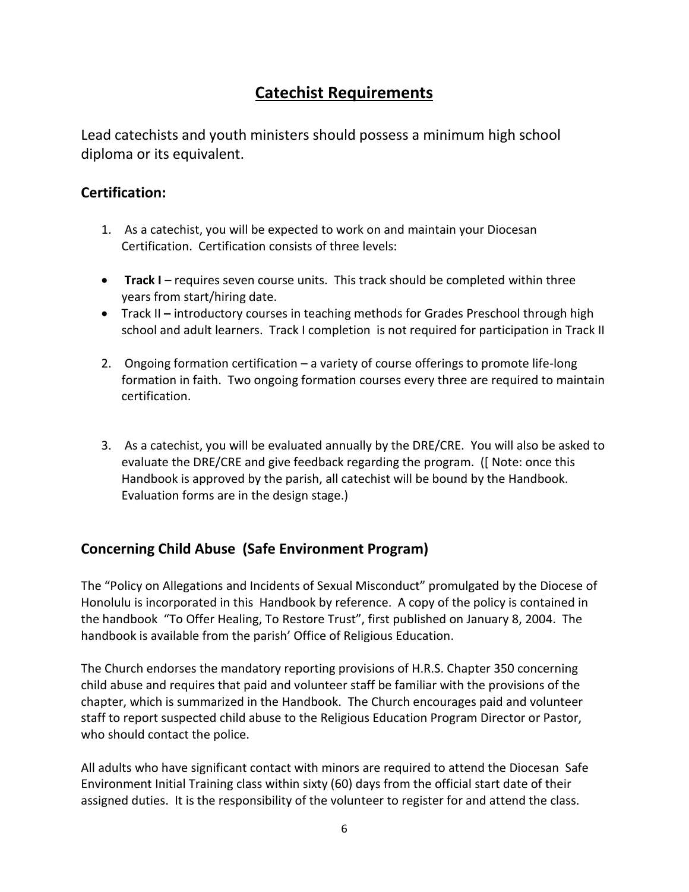# Catechist Requirements

Lead catechists and youth ministers should possess a minimum high school diploma or its equivalent.

### Certification:

1. As a catechist, you will be expected to work on and maintain your Diocesan Certification. Certification consists of three levels:

- **Track I** – requires seven course units. This track should be completed within three years from start/hiring date.
- Track II **–** introductory courses in teaching methods for Grades Preschool through high school and adult learners. Track I completion is not required for participation in Track II

2. Ongoing formation certification – a variety of course offerings to promote life-long formation in faith. Two ongoing formation courses every three are required to maintain certification.

3. As a catechist, you will be evaluated annually by the DRE/CRE. You will also be asked to evaluate the DRE/CRE and give feedback regarding the program. ([ Note: once this Handbook is approved by the parish, all catechist will be bound by the Handbook. Evaluation forms are in the design stage.)

### Concerning Child Abuse (Safe Environment Program)

The "Policy on Allegations and Incidents of Sexual Misconduct" promulgated by the Diocese of Honolulu is incorporated in this Handbook by reference. A copy of the policy is contained in the handbook "To Offer Healing, To Restore Trust", first published on January 8, 2004. The handbook is available from the parish' Office of Religious Education.

The Church endorses the mandatory reporting provisions of H.R.S. Chapter 350 concerning child abuse and requires that paid and volunteer staff be familiar with the provisions of the chapter, which is summarized in the Handbook. The Church encourages paid and volunteer staff to report suspected child abuse to the Religious Education Program Director or Pastor, who should contact the police.

All adults who have significant contact with minors are required to attend the Diocesan Safe Environment Initial Training class within sixty (60) days from the official start date of their assigned duties. It is the responsibility of the volunteer to register for and attend the class.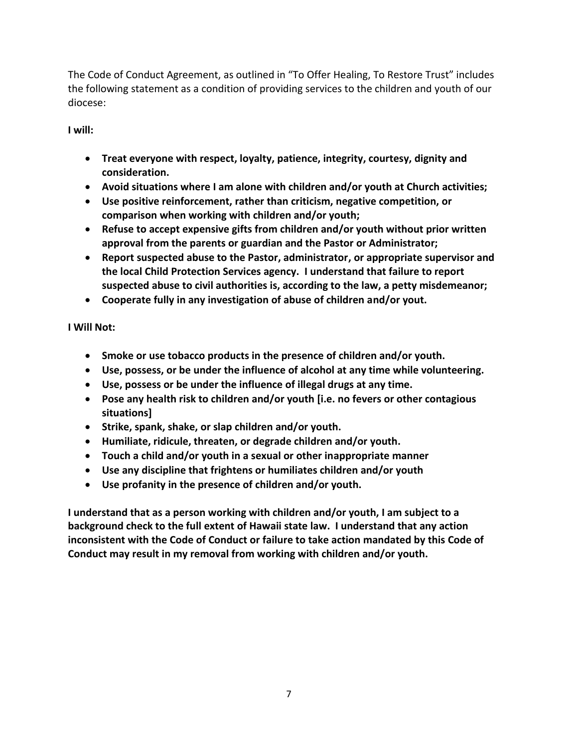The Code of Conduct Agreement, as outlined in "To Offer Healing, To Restore Trust" includes the following statement as a condition of providing services to the children and youth of our diocese:

**I will:**

- **Treat everyone with respect, loyalty, patience, integrity, courtesy, dignity and consideration.**
- **Avoid situations where I am alone with children and/or youth at Church activities;**
- **Use positive reinforcement, rather than criticism, negative competition, or comparison when working with children and/or youth;**
- **Refuse to accept expensive gifts from children and/or youth without prior written approval from the parents or guardian and the Pastor or Administrator;**
- **Report suspected abuse to the Pastor, administrator, or appropriate supervisor and the local Child Protection Services agency. I understand that failure to report suspected abuse to civil authorities is, according to the law, a petty misdemeanor;**
- **Cooperate fully in any investigation of abuse of children and/or yout.**

**I Will Not:**

- **Smoke or use tobacco products in the presence of children and/or youth.**
- **Use, possess, or be under the influence of alcohol at any time while volunteering.**
- **Use, possess or be under the influence of illegal drugs at any time.**
- **Pose any health risk to children and/or youth [i.e. no fevers or other contagious situations]**
- **Strike, spank, shake, or slap children and/or youth.**
- **Humiliate, ridicule, threaten, or degrade children and/or youth.**
- **Touch a child and/or youth in a sexual or other inappropriate manner**
- **Use any discipline that frightens or humiliates children and/or youth**
- **Use profanity in the presence of children and/or youth.**

**I understand that as a person working with children and/or youth, I am subject to a background check to the full extent of Hawaii state law. I understand that any action inconsistent with the Code of Conduct or failure to take action mandated by this Code of Conduct may result in my removal from working with children and/or youth.**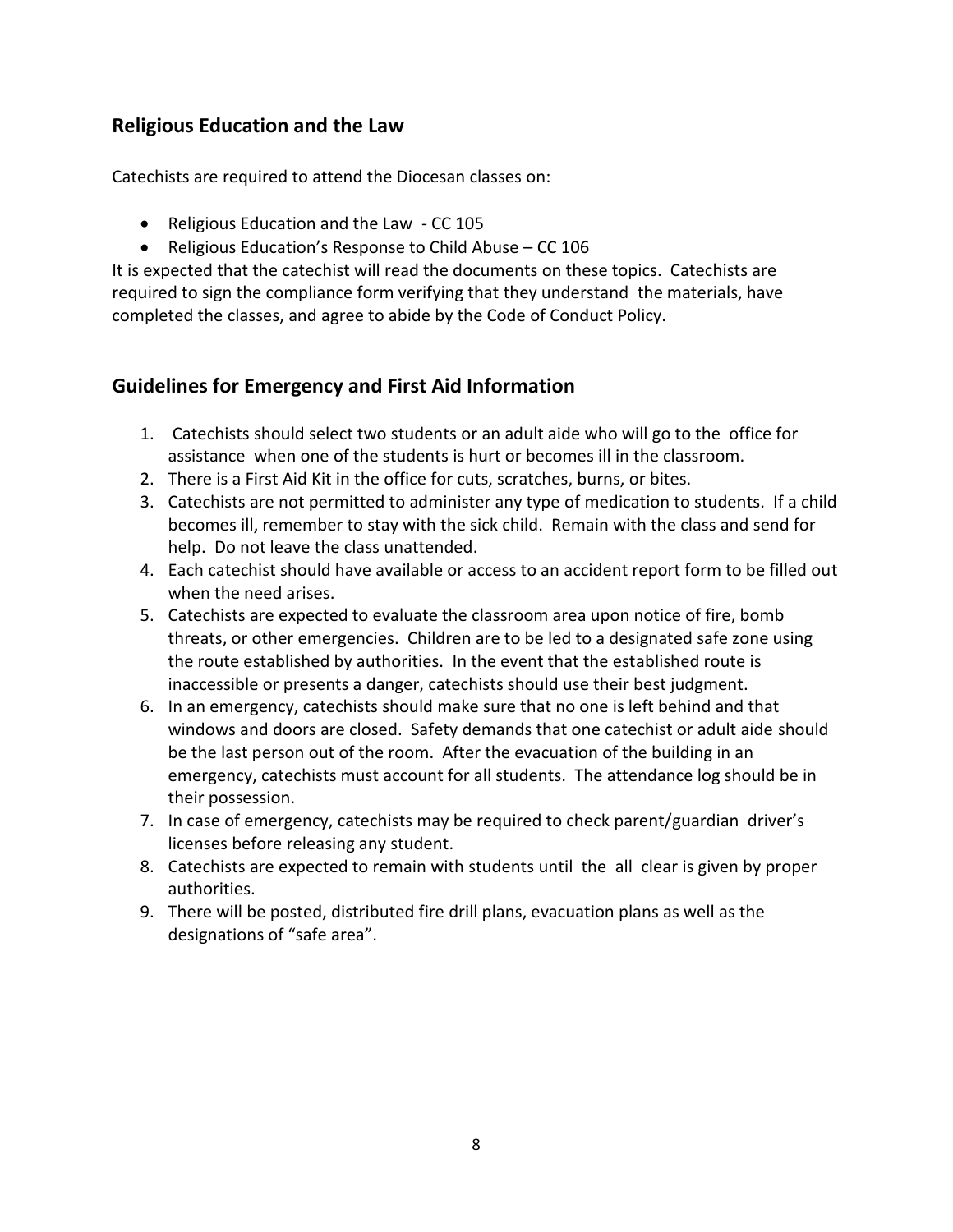## Religious Education and the Law

Catechists are required to attend the Diocesan classes on:

- Religious Education and the Law - CC 105
- Religious Education's Response to Child Abuse – CC 106

It is expected that the catechist will read the documents on these topics. Catechists are required to sign the compliance form verifying that they understand the materials, have completed the classes, and agree to abide by the Code of Conduct Policy.

## Guidelines for Emergency and First Aid Information

1. Catechists should select two students or an adult aide who will go to the office for assistance when one of the students is hurt or becomes ill in the classroom.
2. There is a First Aid Kit in the office for cuts, scratches, burns, or bites.
3. Catechists are not permitted to administer any type of medication to students. If a child becomes ill, remember to stay with the sick child. Remain with the class and send for help. Do not leave the class unattended.
4. Each catechist should have available or access to an accident report form to be filled out when the need arises.
5. Catechists are expected to evaluate the classroom area upon notice of fire, bomb threats, or other emergencies. Children are to be led to a designated safe zone using the route established by authorities. In the event that the established route is inaccessible or presents a danger, catechists should use their best judgment.
6. In an emergency, catechists should make sure that no one is left behind and that windows and doors are closed. Safety demands that one catechist or adult aide should be the last person out of the room. After the evacuation of the building in an emergency, catechists must account for all students. The attendance log should be in their possession.
7. In case of emergency, catechists may be required to check parent/guardian driver's licenses before releasing any student.
8. Catechists are expected to remain with students until the all clear is given by proper authorities.
9. There will be posted, distributed fire drill plans, evacuation plans as well as the designations of "safe area".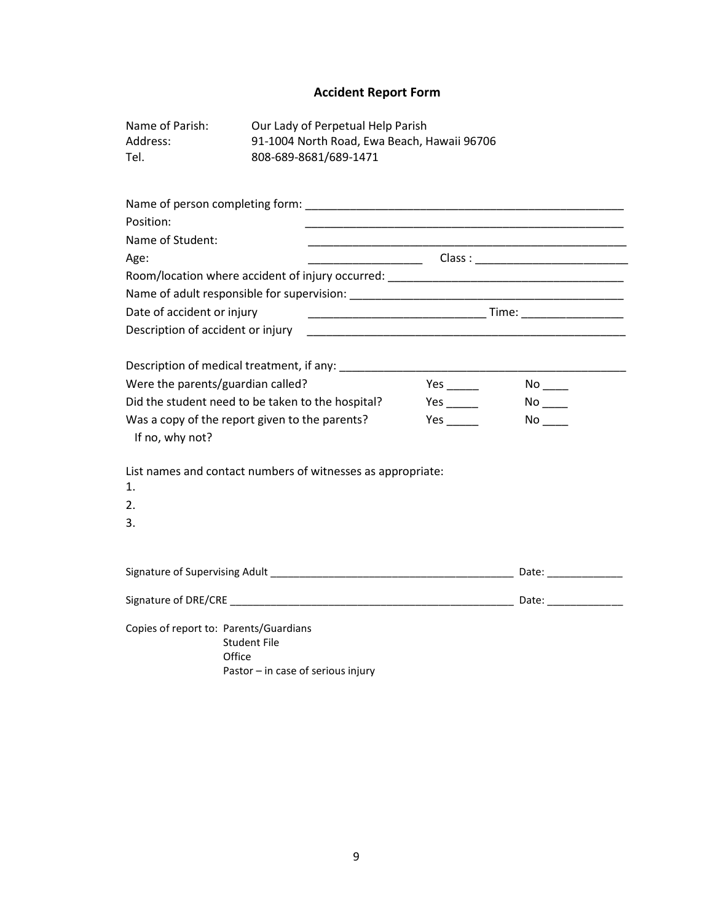## Accident Report Form

Name of Parish: Our Lady of Perpetual Help Parish
Address: 91-1004 North Road, Ewa Beach, Hawaii 96706
Tel. 808-689-8681/689-1471

Name of person completing form: ____________________________________________

Position: ____________________________________________

Name of Student: ____________________________________________

Age: ________________ Class : ______________________

Room/location where accident of injury occurred: ________________________________

Name of adult responsible for supervision: ____________________________________

Date of accident or injury ________________________ Time: ______________

Description of accident or injury ____________________________________________

Description of medical treatment, if any: ______________________________________

Were the parents/guardian called? Yes _____ No ____

Did the student need to be taken to the hospital? Yes _____ No ____

Was a copy of the report given to the parents? Yes _____ No ____

If no, why not?

List names and contact numbers of witnesses as appropriate:

1.
2.
3.

Signature of Supervising Adult ________________________________________ Date: ____________

Signature of DRE/CRE ______________________________________________ Date: ____________

Copies of report to: Parents/Guardians
Student File
Office
Pastor – in case of serious injury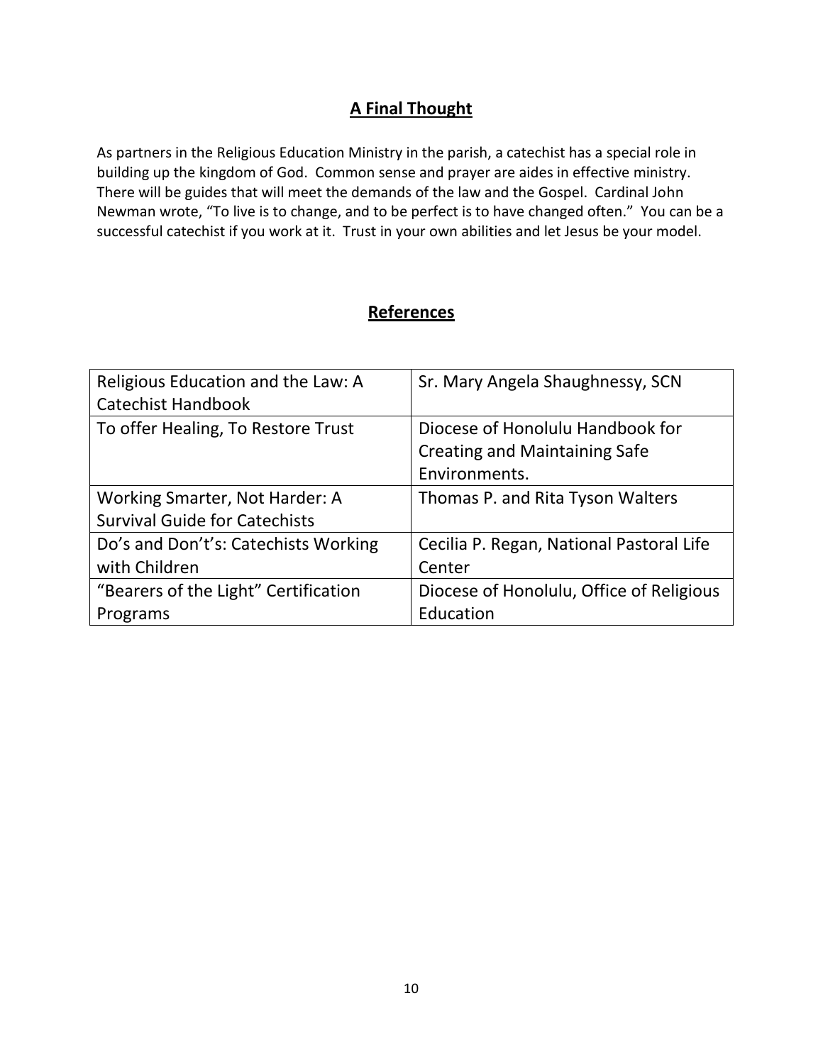## **A Final Thought**

As partners in the Religious Education Ministry in the parish, a catechist has a special role in building up the kingdom of God. Common sense and prayer are aides in effective ministry. There will be guides that will meet the demands of the law and the Gospel. Cardinal John Newman wrote, "To live is to change, and to be perfect is to have changed often." You can be a successful catechist if you work at it. Trust in your own abilities and let Jesus be your model.

## **References**

| | |
|---|---|
| Religious Education and the Law: A Catechist Handbook | Sr. Mary Angela Shaughnessy, SCN |
| To offer Healing, To Restore Trust | Diocese of Honolulu Handbook for Creating and Maintaining Safe Environments. |
| Working Smarter, Not Harder: A Survival Guide for Catechists | Thomas P. and Rita Tyson Walters |
| Do's and Don't's: Catechists Working with Children | Cecilia P. Regan, National Pastoral Life Center |
| "Bearers of the Light" Certification Programs | Diocese of Honolulu, Office of Religious Education |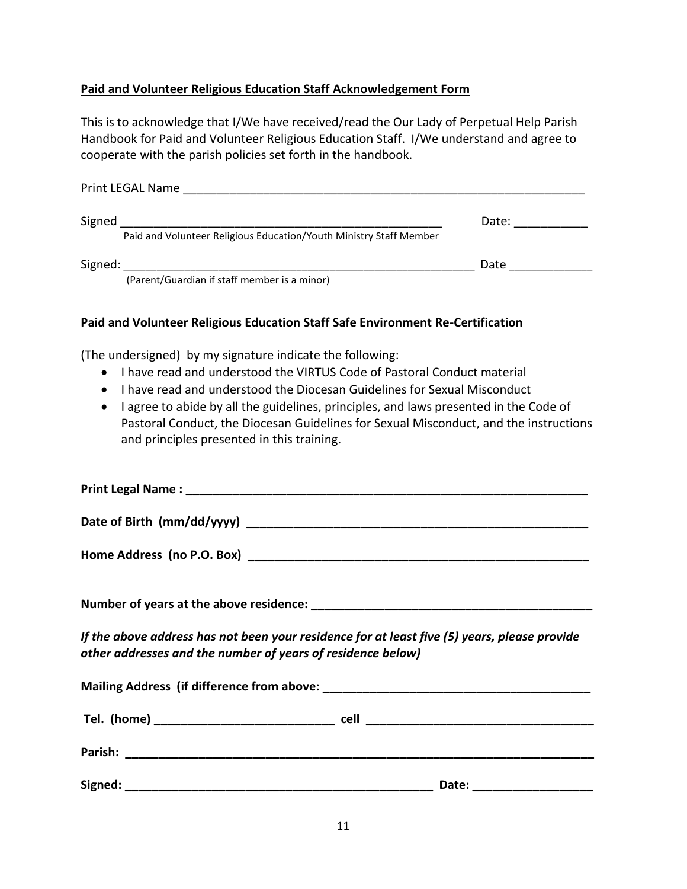**<u>Paid and Volunteer Religious Education Staff Acknowledgement Form</u>**

This is to acknowledge that I/We have received/read the Our Lady of Perpetual Help Parish Handbook for Paid and Volunteer Religious Education Staff. I/We understand and agree to cooperate with the parish policies set forth in the handbook.

Print LEGAL Name ________________________________________________________________

Signed ___________________________________________________ Date: ___________
Paid and Volunteer Religious Education/Youth Ministry Staff Member

Signed: ________________________________________________________ Date _____________
(Parent/Guardian if staff member is a minor)

**Paid and Volunteer Religious Education Staff Safe Environment Re-Certification**

(The undersigned) by my signature indicate the following:

- I have read and understood the VIRTUS Code of Pastoral Conduct material
- I have read and understood the Diocesan Guidelines for Sexual Misconduct
- I agree to abide by all the guidelines, principles, and laws presented in the Code of Pastoral Conduct, the Diocesan Guidelines for Sexual Misconduct, and the instructions and principles presented in this training.

**Print Legal Name : ________________________________________________________________**

**Date of Birth (mm/dd/yyyy) ____________________________________________________**

**Home Address (no P.O. Box) ____________________________________________________**

**Number of years at the above residence: _____________________________________________**

***If the above address has not been your residence for at least five (5) years, please provide other addresses and the number of years of residence below)***

**Mailing Address (if difference from above: _________________________________________**

**Tel. (home) ___________________________ cell __________________________________**

**Parish: __________________________________________________________________________**

**Signed: ________________________________________________ Date: __________________**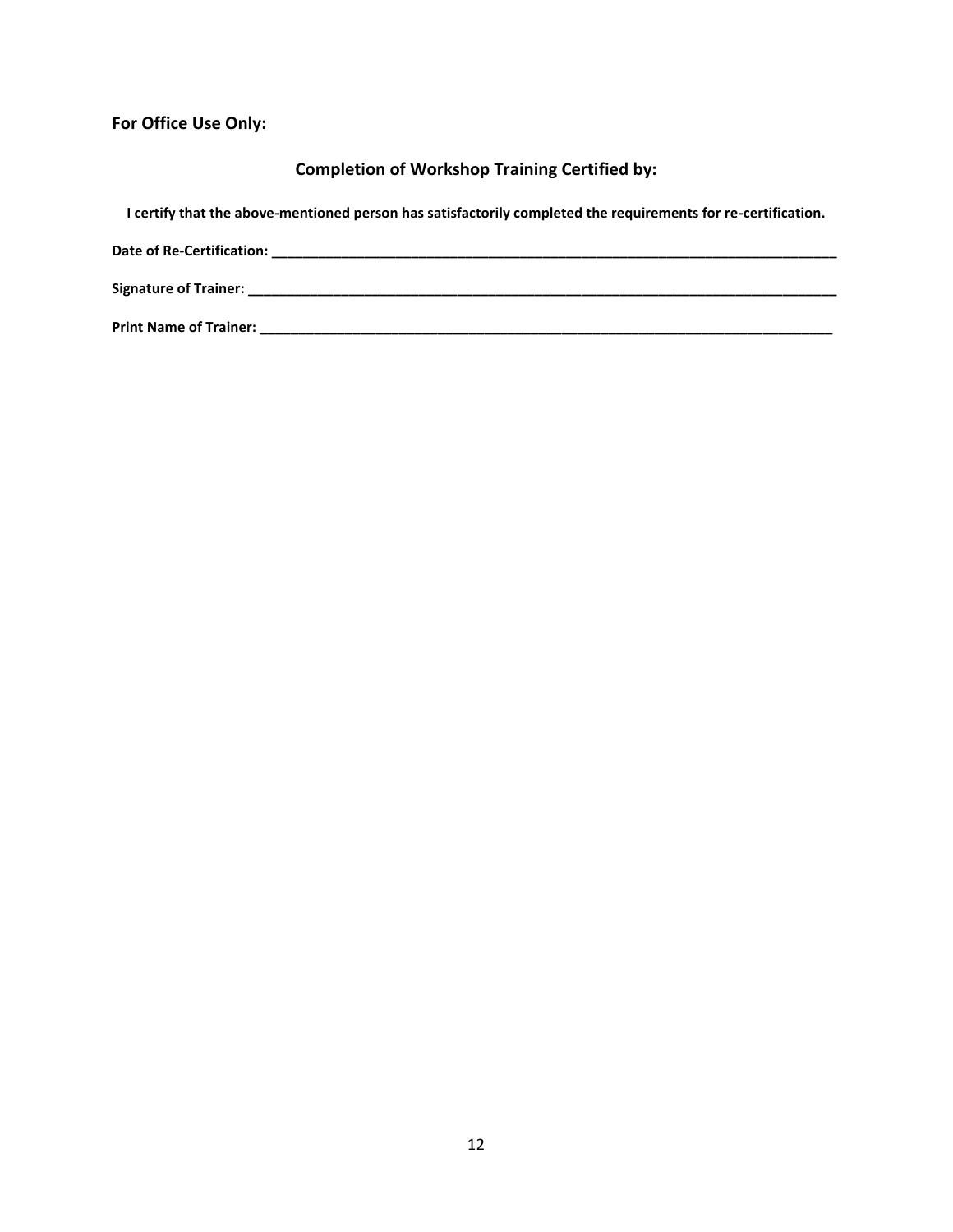**For Office Use Only:**

## Completion of Workshop Training Certified by:

**I certify that the above-mentioned person has satisfactorily completed the requirements for re-certification.**

**Date of Re-Certification:** ___________________________________________________________________________

**Signature of Trainer:** ______________________________________________________________________________

**Print Name of Trainer:** ____________________________________________________________________________